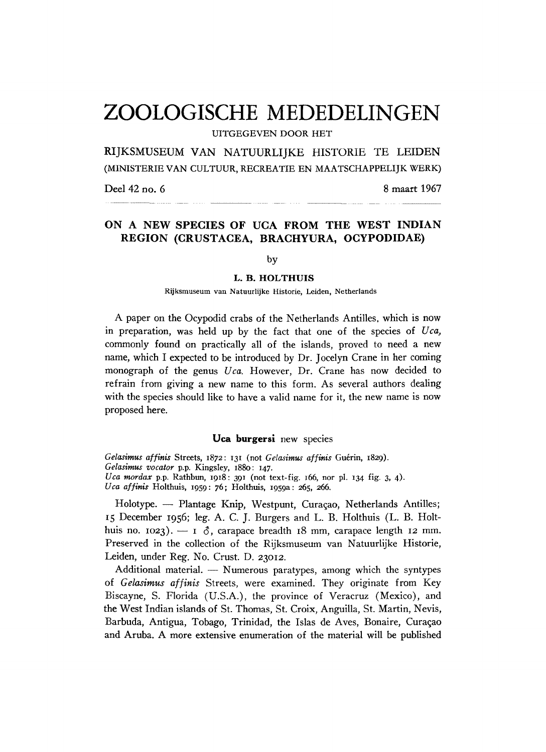# ZOOLOGISCHE MEDEDELINGEN

UITGEGEVEN DOOR HET

RIJKSMUSEUM VAN NATUURLIJKE HISTORIE TE LEIDEN

(MINISTERIE VAN CULTUUR, RECREATIE EN MAATSCHAPPELIJK WERK)

Deel 42 no. 6 — 8 maart 1967

## ON A NEW SPECIES OF UCA FROM THE WEST INDIAN REGION (CRUSTACEA, BRACHYURA, OCYPODIDAE)

by

**L. B. HOLTHUIS**

Rijksmuseum van Natuurlijke Historie, Leiden, Netherlands

A paper on the Ocypodid crabs of the Netherlands Antilles, which is now in preparation, was held up by the fact that one of the species of *Uca*, commonly found on practically all of the islands, proved to need a new name, which I expected to be introduced by Dr. Jocelyn Crane in her coming monograph of the genus *Uca*. However, Dr. Crane has now decided to refrain from giving a new name to this form. As several authors dealing with the species should like to have a valid name for it, the new name is now proposed here.

### **Uca burgersi** new species

*Gelasimus affinis* Streets, 1872: 131 (not *Gelasimus affinis* Guérin, 1829).
*Gelasimus vocator* p.p. Kingsley, 1880: 147.
*Uca mordax* p.p. Rathbun, 1918: 391 (not text-fig. 166, nor pl. 134 fig. 3, 4).
*Uca affinis* Holthuis, 1959: 76; Holthuis, 1959a: 265, 266.

Holotype. — Plantage Knip, Westpunt, Curaçao, Netherlands Antilles; 15 December 1956; leg. A. C. J. Burgers and L. B. Holthuis (L. B. Holthuis no. 1023). — 1 ♂, carapace breadth 18 mm, carapace length 12 mm. Preserved in the collection of the Rijksmuseum van Natuurlijke Historie, Leiden, under Reg. No. Crust. D. 23012.

Additional material. — Numerous paratypes, among which the syntypes of *Gelasimus affinis* Streets, were examined. They originate from Key Biscayne, S. Florida (U.S.A.), the province of Veracruz (Mexico), and the West Indian islands of St. Thomas, St. Croix, Anguilla, St. Martin, Nevis, Barbuda, Antigua, Tobago, Trinidad, the Islas de Aves, Bonaire, Curaçao and Aruba. A more extensive enumeration of the material will be published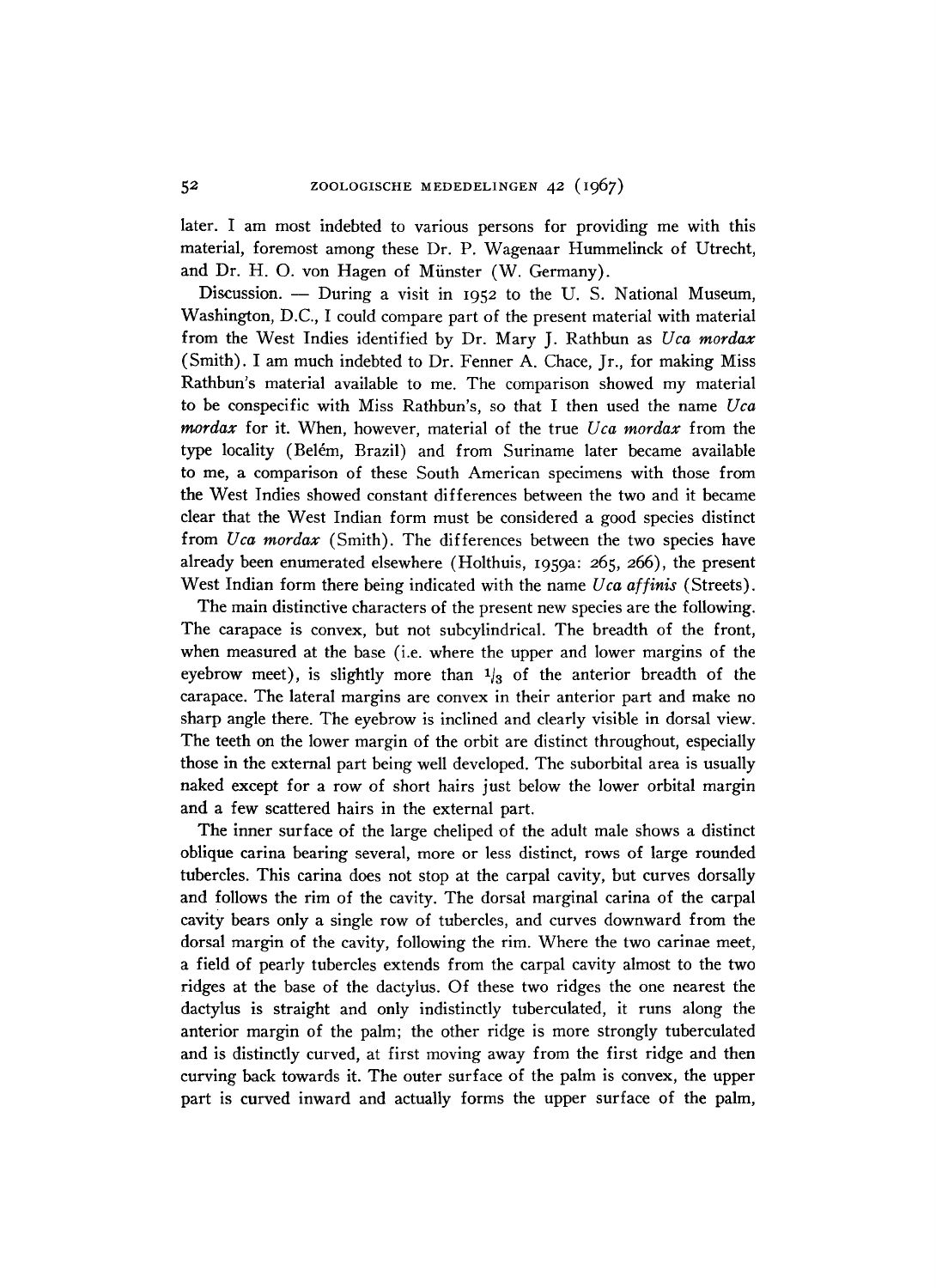later. I am most indebted to various persons for providing me with this material, foremost among these Dr. P. Wagenaar Hummelinck of Utrecht, and Dr. H. O. von Hagen of Münster (W. Germany).

Discussion. — During a visit in 1952 to the U. S. National Museum, Washington, D.C., I could compare part of the present material with material from the West Indies identified by Dr. Mary J. Rathbun as *Uca mordax* (Smith). I am much indebted to Dr. Fenner A. Chace, Jr., for making Miss Rathbun's material available to me. The comparison showed my material to be conspecific with Miss Rathbun's, so that I then used the name *Uca mordax* for it. When, however, material of the true *Uca mordax* from the type locality (Belém, Brazil) and from Suriname later became available to me, a comparison of these South American specimens with those from the West Indies showed constant differences between the two and it became clear that the West Indian form must be considered a good species distinct from *Uca mordax* (Smith). The differences between the two species have already been enumerated elsewhere (Holthuis, 1959a: 265, 266), the present West Indian form there being indicated with the name *Uca affinis* (Streets).

The main distinctive characters of the present new species are the following. The carapace is convex, but not subcylindrical. The breadth of the front, when measured at the base (i.e. where the upper and lower margins of the eyebrow meet), is slightly more than $1/3$ of the anterior breadth of the carapace. The lateral margins are convex in their anterior part and make no sharp angle there. The eyebrow is inclined and clearly visible in dorsal view. The teeth on the lower margin of the orbit are distinct throughout, especially those in the external part being well developed. The suborbital area is usually naked except for a row of short hairs just below the lower orbital margin and a few scattered hairs in the external part.

The inner surface of the large cheliped of the adult male shows a distinct oblique carina bearing several, more or less distinct, rows of large rounded tubercles. This carina does not stop at the carpal cavity, but curves dorsally and follows the rim of the cavity. The dorsal marginal carina of the carpal cavity bears only a single row of tubercles, and curves downward from the dorsal margin of the cavity, following the rim. Where the two carinae meet, a field of pearly tubercles extends from the carpal cavity almost to the two ridges at the base of the dactylus. Of these two ridges the one nearest the dactylus is straight and only indistinctly tuberculated, it runs along the anterior margin of the palm; the other ridge is more strongly tuberculated and is distinctly curved, at first moving away from the first ridge and then curving back towards it. The outer surface of the palm is convex, the upper part is curved inward and actually forms the upper surface of the palm,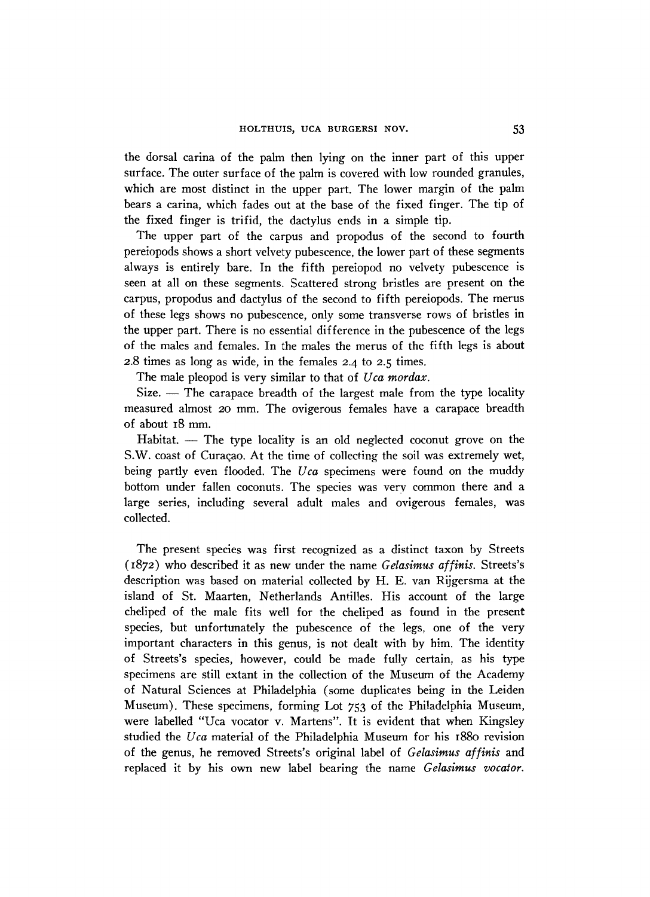the dorsal carina of the palm then lying on the inner part of this upper surface. The outer surface of the palm is covered with low rounded granules, which are most distinct in the upper part. The lower margin of the palm bears a carina, which fades out at the base of the fixed finger. The tip of the fixed finger is trifid, the dactylus ends in a simple tip.

The upper part of the carpus and propodus of the second to fourth pereiopods shows a short velvety pubescence, the lower part of these segments always is entirely bare. In the fifth pereiopod no velvety pubescence is seen at all on these segments. Scattered strong bristles are present on the carpus, propodus and dactylus of the second to fifth pereiopods. The merus of these legs shows no pubescence, only some transverse rows of bristles in the upper part. There is no essential difference in the pubescence of the legs of the males and females. In the males the merus of the fifth legs is about 2.8 times as long as wide, in the females 2.4 to 2.5 times.

The male pleopod is very similar to that of *Uca mordax*.

Size. — The carapace breadth of the largest male from the type locality measured almost 20 mm. The ovigerous females have a carapace breadth of about 18 mm.

Habitat. — The type locality is an old neglected coconut grove on the S.W. coast of Curaçao. At the time of collecting the soil was extremely wet, being partly even flooded. The *Uca* specimens were found on the muddy bottom under fallen coconuts. The species was very common there and a large series, including several adult males and ovigerous females, was collected.

The present species was first recognized as a distinct taxon by Streets (1872) who described it as new under the name *Gelasimus affinis*. Streets's description was based on material collected by H. E. van Rijgersma at the island of St. Maarten, Netherlands Antilles. His account of the large cheliped of the male fits well for the cheliped as found in the present species, but unfortunately the pubescence of the legs, one of the very important characters in this genus, is not dealt with by him. The identity of Streets's species, however, could be made fully certain, as his type specimens are still extant in the collection of the Museum of the Academy of Natural Sciences at Philadelphia (some duplicates being in the Leiden Museum). These specimens, forming Lot 753 of the Philadelphia Museum, were labelled "Uca vocator v. Martens". It is evident that when Kingsley studied the *Uca* material of the Philadelphia Museum for his 1880 revision of the genus, he removed Streets's original label of *Gelasimus affinis* and replaced it by his own new label bearing the name *Gelasimus vocator*.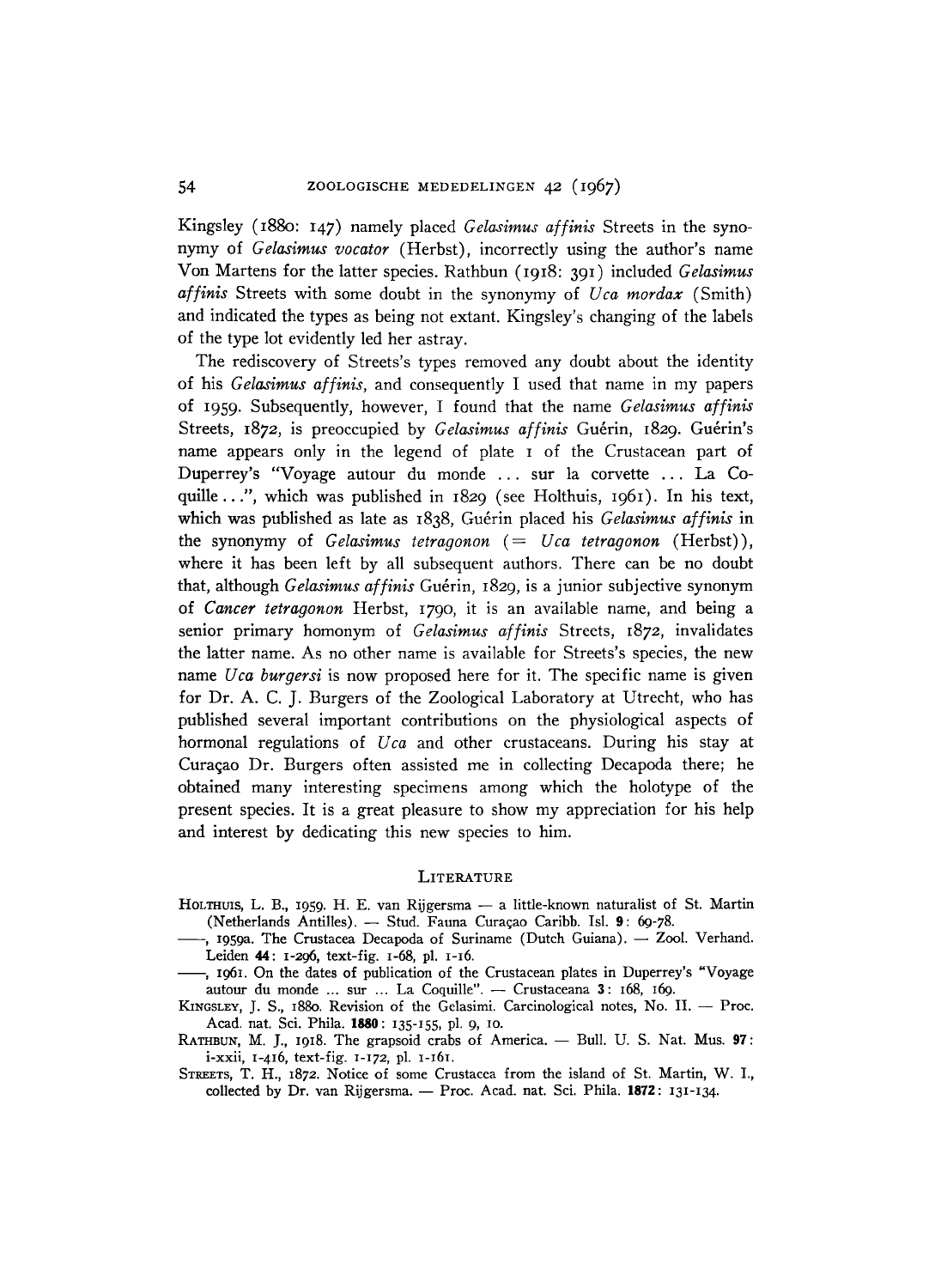Kingsley (1880: 147) namely placed *Gelasimus affinis* Streets in the synonymy of *Gelasimus vocator* (Herbst), incorrectly using the author's name Von Martens for the latter species. Rathbun (1918: 391) included *Gelasimus affinis* Streets with some doubt in the synonymy of *Uca mordax* (Smith) and indicated the types as being not extant. Kingsley's changing of the labels of the type lot evidently led her astray.

The rediscovery of Streets's types removed any doubt about the identity of his *Gelasimus affinis*, and consequently I used that name in my papers of 1959. Subsequently, however, I found that the name *Gelasimus affinis* Streets, 1872, is preoccupied by *Gelasimus affinis* Guérin, 1829. Guérin's name appears only in the legend of plate 1 of the Crustacean part of Duperrey's "Voyage autour du monde ... sur la corvette ... La Coquille...", which was published in 1829 (see Holthuis, 1961). In his text, which was published as late as 1838, Guérin placed his *Gelasimus affinis* in the synonymy of *Gelasimus tetragonon* (= *Uca tetragonon* (Herbst)), where it has been left by all subsequent authors. There can be no doubt that, although *Gelasimus affinis* Guérin, 1829, is a junior subjective synonym of *Cancer tetragonon* Herbst, 1790, it is an available name, and being a senior primary homonym of *Gelasimus affinis* Streets, 1872, invalidates the latter name. As no other name is available for Streets's species, the new name *Uca burgersi* is now proposed here for it. The specific name is given for Dr. A. C. J. Burgers of the Zoological Laboratory at Utrecht, who has published several important contributions on the physiological aspects of hormonal regulations of *Uca* and other crustaceans. During his stay at Curaçao Dr. Burgers often assisted me in collecting Decapoda there; he obtained many interesting specimens among which the holotype of the present species. It is a great pleasure to show my appreciation for his help and interest by dedicating this new species to him.

## LITERATURE

HOLTHUIS, L. B., 1959. H. E. van Rijgersma — a little-known naturalist of St. Martin (Netherlands Antilles). — Stud. Fauna Curaçao Caribb. Isl. **9**: 69-78.

——, 1959a. The Crustacea Decapoda of Suriname (Dutch Guiana). — Zool. Verhand. Leiden **44**: 1-296, text-fig. 1-68, pl. 1-16.

——, 1961. On the dates of publication of the Crustacean plates in Duperrey's "Voyage autour du monde ... sur ... La Coquille". — Crustaceana **3**: 168, 169.

KINGSLEY, J. S., 1880. Revision of the Gelasimi. Carcinological notes, No. II. — Proc. Acad. nat. Sci. Phila. **1880**: 135-155, pl. 9, 10.

RATHBUN, M. J., 1918. The grapsoid crabs of America. — Bull. U. S. Nat. Mus. **97**: i-xxii, 1-416, text-fig. 1-172, pl. 1-161.

STREETS, T. H., 1872. Notice of some Crustacea from the island of St. Martin, W. I., collected by Dr. van Rijgersma. — Proc. Acad. nat. Sci. Phila. **1872**: 131-134.